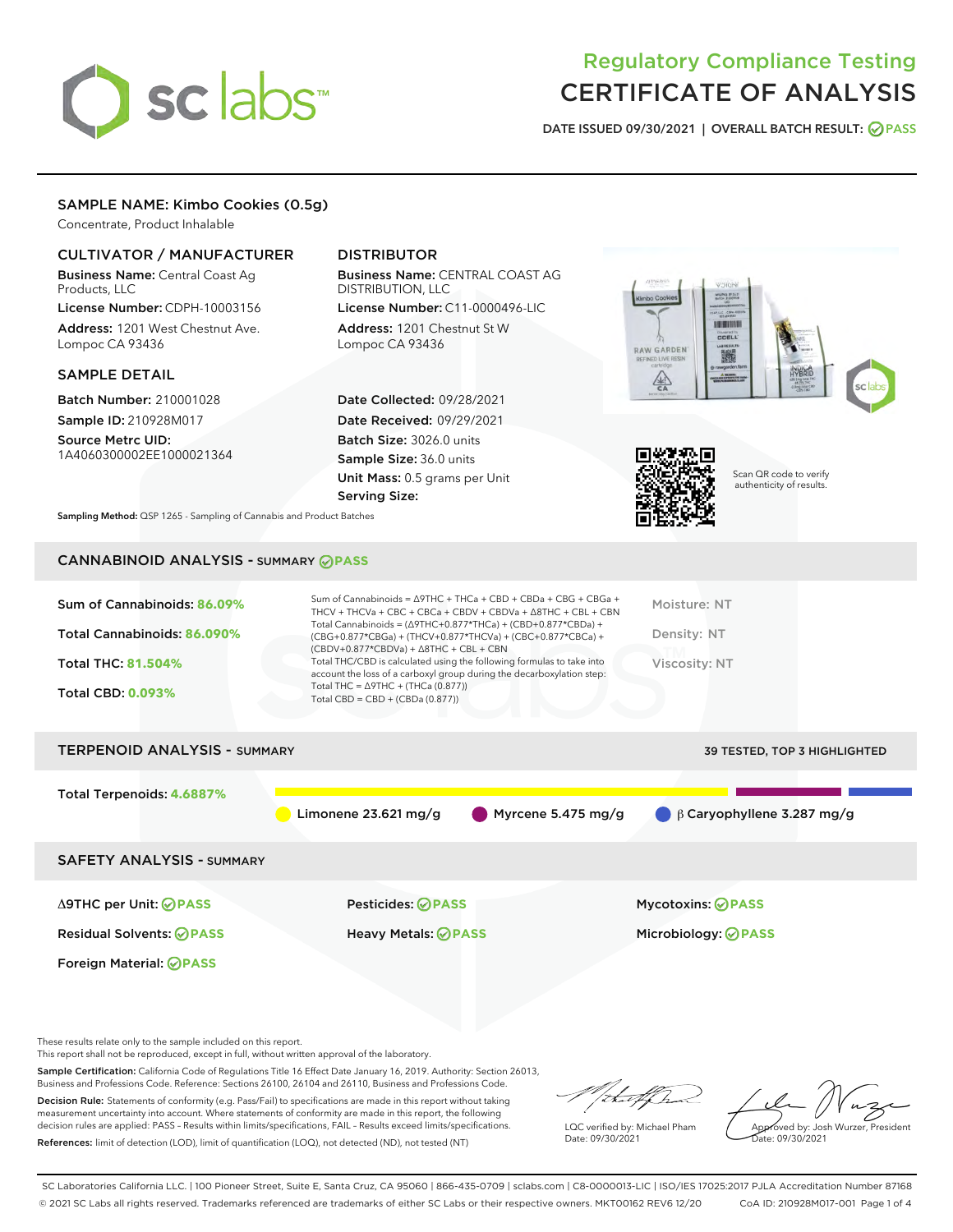# Regulatory Compliance Testing
# CERTIFICATE OF ANALYSIS

DATE ISSUED 09/30/2021 | OVERALL BATCH RESULT: PASS

## SAMPLE NAME: Kimbo Cookies (0.5g)

Concentrate, Product Inhalable

### CULTIVATOR / MANUFACTURER

**Business Name:** Central Coast Ag Products, LLC
**License Number:** CDPH-10003156
**Address:** 1201 West Chestnut Ave. Lompoc CA 93436

### DISTRIBUTOR

**Business Name:** CENTRAL COAST AG DISTRIBUTION, LLC
**License Number:** C11-0000496-LIC
**Address:** 1201 Chestnut St W Lompoc CA 93436

### SAMPLE DETAIL

**Batch Number:** 210001028
**Sample ID:** 210928M017
**Source Metrc UID:** 1A4060300002EE1000021364

**Date Collected:** 09/28/2021
**Date Received:** 09/29/2021
**Batch Size:** 3026.0 units
**Sample Size:** 36.0 units
**Unit Mass:** 0.5 grams per Unit
**Serving Size:**

Scan QR code to verify authenticity of results.

**Sampling Method:** QSP 1265 - Sampling of Cannabis and Product Batches

## CANNABINOID ANALYSIS - SUMMARY PASS

Sum of Cannabinoids: **86.09%**
Total Cannabinoids: **86.090%**
Total THC: **81.504%**
Total CBD: **0.093%**

Sum of Cannabinoids = Δ9THC + THCa + CBD + CBDa + CBG + CBGa + THCV + THCVa + CBC + CBCa + CBDV + CBDVa + Δ8THC + CBL + CBN
Total Cannabinoids = (Δ9THC+0.877*THCa) + (CBD+0.877*CBDa) + (CBG+0.877*CBGa) + (THCV+0.877*THCVa) + (CBC+0.877*CBCa) + (CBDV+0.877*CBDVa) + Δ8THC + CBL + CBN
Total THC/CBD is calculated using the following formulas to take into account the loss of a carboxyl group during the decarboxylation step:
Total THC = Δ9THC + (THCa (0.877))
Total CBD = CBD + (CBDa (0.877))

Moisture: NT
Density: NT
Viscosity: NT

## TERPENOID ANALYSIS - SUMMARY

39 TESTED, TOP 3 HIGHLIGHTED

Total Terpenoids: **4.6887%**

Limonene 23.621 mg/g | Myrcene 5.475 mg/g | β Caryophyllene 3.287 mg/g

## SAFETY ANALYSIS - SUMMARY

| | | |
|---|---|---|
| Δ9THC per Unit: PASS | Pesticides: PASS | Mycotoxins: PASS |
| Residual Solvents: PASS | Heavy Metals: PASS | Microbiology: PASS |
| Foreign Material: PASS | | |

These results relate only to the sample included on this report.
This report shall not be reproduced, except in full, without written approval of the laboratory.

**Sample Certification:** California Code of Regulations Title 16 Effect Date January 16, 2019. Authority: Section 26013, Business and Professions Code. Reference: Sections 26100, 26104 and 26110, Business and Professions Code.

**Decision Rule:** Statements of conformity (e.g. Pass/Fail) to specifications are made in this report without taking measurement uncertainty into account. Where statements of conformity are made in this report, the following decision rules are applied: PASS – Results within limits/specifications, FAIL – Results exceed limits/specifications.

**References:** limit of detection (LOD), limit of quantification (LOQ), not detected (ND), not tested (NT)

LQC verified by: Michael Pham
Date: 09/30/2021

Approved by: Josh Wurzer, President
Date: 09/30/2021

SC Laboratories California LLC. | 100 Pioneer Street, Suite E, Santa Cruz, CA 95060 | 866-435-0709 | sclabs.com | C8-0000013-LIC | ISO/IES 17025:2017 PJLA Accreditation Number 87168
© 2021 SC Labs all rights reserved. Trademarks referenced are trademarks of either SC Labs or their respective owners. MKT00162 REV6 12/20 CoA ID: 210928M017-001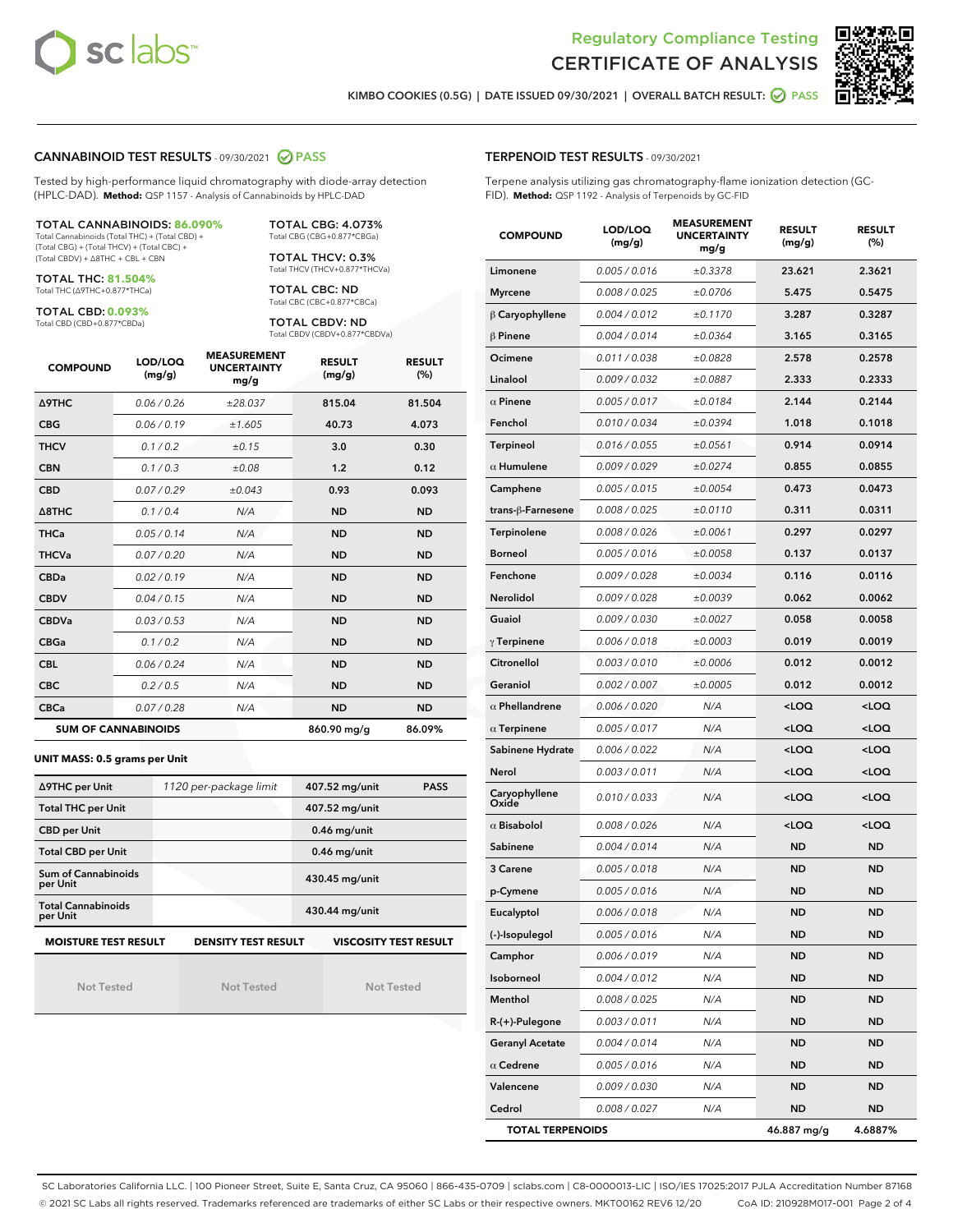Regulatory Compliance Testing

# CERTIFICATE OF ANALYSIS

KIMBO COOKIES (0.5G) | DATE ISSUED 09/30/2021 | OVERALL BATCH RESULT: PASS

## CANNABINOID TEST RESULTS - 09/30/2021 PASS

Tested by high-performance liquid chromatography with diode-array detection (HPLC-DAD). **Method:** QSP 1157 - Analysis of Cannabinoids by HPLC-DAD

**TOTAL CANNABINOIDS: 86.090%**
Total Cannabinoids (Total THC) + (Total CBD) + (Total CBG) + (Total THCV) + (Total CBC) + (Total CBDV) + Δ8THC + CBL + CBN

**TOTAL THC: 81.504%**
Total THC (Δ9THC+0.877*THCa)

**TOTAL CBD: 0.093%**
Total CBD (CBD+0.877*CBDa)

**TOTAL CBG: 4.073%**
Total CBG (CBG+0.877*CBGa)

**TOTAL THCV: 0.3%**
Total THCV (THCV+0.877*THCVa)

**TOTAL CBC: ND**
Total CBC (CBC+0.877*CBCa)

**TOTAL CBDV: ND**
Total CBDV (CBDV+0.877*CBDVa)

| COMPOUND | LOD/LOQ (mg/g) | MEASUREMENT UNCERTAINTY mg/g | RESULT (mg/g) | RESULT (%) |
|---|---|---|---|---|
| Δ9THC | 0.06 / 0.26 | ±28.037 | 815.04 | 81.504 |
| CBG | 0.06 / 0.19 | ±1.605 | 40.73 | 4.073 |
| THCV | 0.1 / 0.2 | ±0.15 | 3.0 | 0.30 |
| CBN | 0.1 / 0.3 | ±0.08 | 1.2 | 0.12 |
| CBD | 0.07 / 0.29 | ±0.043 | 0.93 | 0.093 |
| Δ8THC | 0.1 / 0.4 | N/A | ND | ND |
| THCa | 0.05 / 0.14 | N/A | ND | ND |
| THCVa | 0.07 / 0.20 | N/A | ND | ND |
| CBDa | 0.02 / 0.19 | N/A | ND | ND |
| CBDV | 0.04 / 0.15 | N/A | ND | ND |
| CBDVa | 0.03 / 0.53 | N/A | ND | ND |
| CBGa | 0.1 / 0.2 | N/A | ND | ND |
| CBL | 0.06 / 0.24 | N/A | ND | ND |
| CBC | 0.2 / 0.5 | N/A | ND | ND |
| CBCa | 0.07 / 0.28 | N/A | ND | ND |
| **SUM OF CANNABINOIDS** | | | 860.90 mg/g | 86.09% |

**UNIT MASS: 0.5 grams per Unit**

| | | | |
|---|---|---|---|
| Δ9THC per Unit | 1120 per-package limit | 407.52 mg/unit | PASS |
| Total THC per Unit | | 407.52 mg/unit | |
| CBD per Unit | | 0.46 mg/unit | |
| Total CBD per Unit | | 0.46 mg/unit | |
| Sum of Cannabinoids per Unit | | 430.45 mg/unit | |
| Total Cannabinoids per Unit | | 430.44 mg/unit | |

| MOISTURE TEST RESULT | DENSITY TEST RESULT | VISCOSITY TEST RESULT |
|---|---|---|
| Not Tested | Not Tested | Not Tested |

## TERPENOID TEST RESULTS - 09/30/2021

Terpene analysis utilizing gas chromatography-flame ionization detection (GC-FID). **Method:** QSP 1192 - Analysis of Terpenoids by GC-FID

| COMPOUND | LOD/LOQ (mg/g) | MEASUREMENT UNCERTAINTY mg/g | RESULT (mg/g) | RESULT (%) |
|---|---|---|---|---|
| Limonene | 0.005 / 0.016 | ±0.3378 | 23.621 | 2.3621 |
| Myrcene | 0.008 / 0.025 | ±0.0706 | 5.475 | 0.5475 |
| β Caryophyllene | 0.004 / 0.012 | ±0.1170 | 3.287 | 0.3287 |
| β Pinene | 0.004 / 0.014 | ±0.0364 | 3.165 | 0.3165 |
| Ocimene | 0.011 / 0.038 | ±0.0828 | 2.578 | 0.2578 |
| Linalool | 0.009 / 0.032 | ±0.0887 | 2.333 | 0.2333 |
| α Pinene | 0.005 / 0.017 | ±0.0184 | 2.144 | 0.2144 |
| Fenchol | 0.010 / 0.034 | ±0.0394 | 1.018 | 0.1018 |
| Terpineol | 0.016 / 0.055 | ±0.0561 | 0.914 | 0.0914 |
| α Humulene | 0.009 / 0.029 | ±0.0274 | 0.855 | 0.0855 |
| Camphene | 0.005 / 0.015 | ±0.0054 | 0.473 | 0.0473 |
| trans-β-Farnesene | 0.008 / 0.025 | ±0.0110 | 0.311 | 0.0311 |
| Terpinolene | 0.008 / 0.026 | ±0.0061 | 0.297 | 0.0297 |
| Borneol | 0.005 / 0.016 | ±0.0058 | 0.137 | 0.0137 |
| Fenchone | 0.009 / 0.028 | ±0.0034 | 0.116 | 0.0116 |
| Nerolidol | 0.009 / 0.028 | ±0.0039 | 0.062 | 0.0062 |
| Guaiol | 0.009 / 0.030 | ±0.0027 | 0.058 | 0.0058 |
| γ Terpinene | 0.006 / 0.018 | ±0.0003 | 0.019 | 0.0019 |
| Citronellol | 0.003 / 0.010 | ±0.0006 | 0.012 | 0.0012 |
| Geraniol | 0.002 / 0.007 | ±0.0005 | 0.012 | 0.0012 |
| α Phellandrene | 0.006 / 0.020 | N/A | <LOQ | <LOQ |
| α Terpinene | 0.005 / 0.017 | N/A | <LOQ | <LOQ |
| Sabinene Hydrate | 0.006 / 0.022 | N/A | <LOQ | <LOQ |
| Nerol | 0.003 / 0.011 | N/A | <LOQ | <LOQ |
| Caryophyllene Oxide | 0.010 / 0.033 | N/A | <LOQ | <LOQ |
| α Bisabolol | 0.008 / 0.026 | N/A | <LOQ | <LOQ |
| Sabinene | 0.004 / 0.014 | N/A | ND | ND |
| 3 Carene | 0.005 / 0.018 | N/A | ND | ND |
| p-Cymene | 0.005 / 0.016 | N/A | ND | ND |
| Eucalyptol | 0.006 / 0.018 | N/A | ND | ND |
| (-)-Isopulegol | 0.005 / 0.016 | N/A | ND | ND |
| Camphor | 0.006 / 0.019 | N/A | ND | ND |
| Isoborneol | 0.004 / 0.012 | N/A | ND | ND |
| Menthol | 0.008 / 0.025 | N/A | ND | ND |
| R-(+)-Pulegone | 0.003 / 0.011 | N/A | ND | ND |
| Geranyl Acetate | 0.004 / 0.014 | N/A | ND | ND |
| α Cedrene | 0.005 / 0.016 | N/A | ND | ND |
| Valencene | 0.009 / 0.030 | N/A | ND | ND |
| Cedrol | 0.008 / 0.027 | N/A | ND | ND |
| **TOTAL TERPENOIDS** | | | 46.887 mg/g | 4.6887% |

SC Laboratories California LLC. | 100 Pioneer Street, Suite E, Santa Cruz, CA 95060 | 866-435-0709 | sclabs.com | C8-0000013-LIC | ISO/IES 17025:2017 PJLA Accreditation Number 87168
© 2021 SC Labs all rights reserved. Trademarks referenced are trademarks of either SC Labs or their respective owners. MKT00162 REV6 12/20 CoA ID: 210928M017-001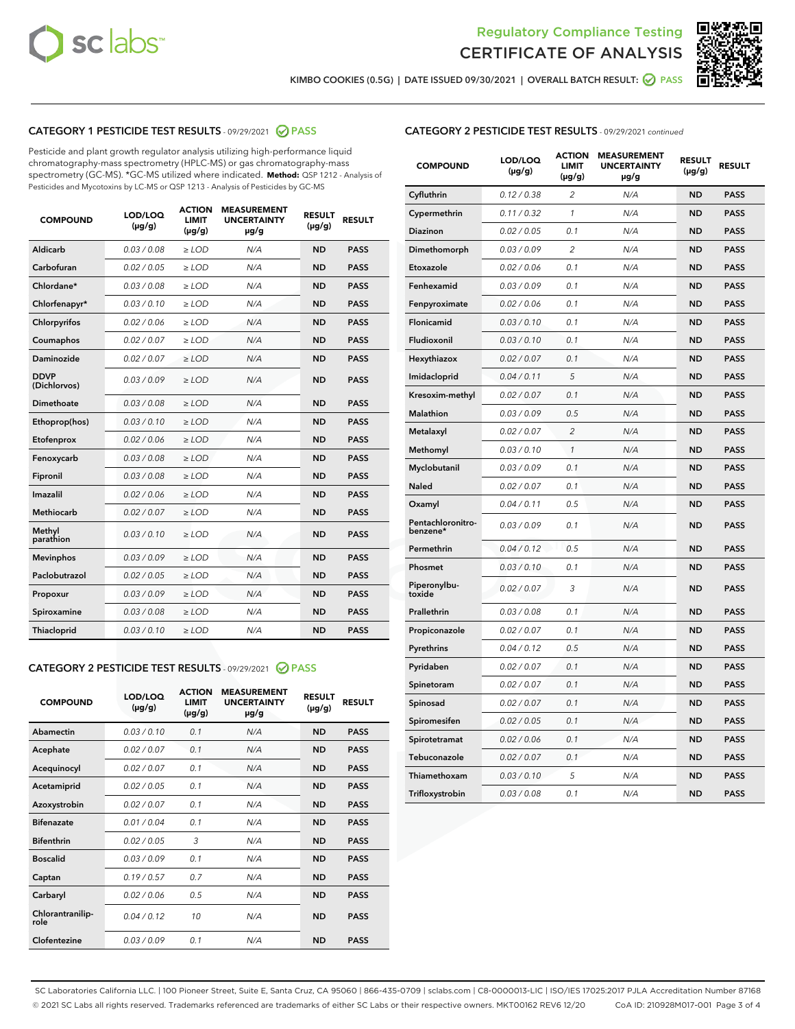Regulatory Compliance Testing

# CERTIFICATE OF ANALYSIS

KIMBO COOKIES (0.5G) | DATE ISSUED 09/30/2021 | OVERALL BATCH RESULT: PASS

## CATEGORY 1 PESTICIDE TEST RESULTS - 09/29/2021 PASS

Pesticide and plant growth regulator analysis utilizing high-performance liquid chromatography-mass spectrometry (HPLC-MS) or gas chromatography-mass spectrometry (GC-MS). *GC-MS utilized where indicated. **Method:** QSP 1212 - Analysis of Pesticides and Mycotoxins by LC-MS or QSP 1213 - Analysis of Pesticides by GC-MS

| COMPOUND | LOD/LOQ (µg/g) | ACTION LIMIT (µg/g) | MEASUREMENT UNCERTAINTY µg/g | RESULT (µg/g) | RESULT |
|---|---|---|---|---|---|
| Aldicarb | 0.03 / 0.08 | ≥ LOD | N/A | ND | PASS |
| Carbofuran | 0.02 / 0.05 | ≥ LOD | N/A | ND | PASS |
| Chlordane* | 0.03 / 0.08 | ≥ LOD | N/A | ND | PASS |
| Chlorfenapyr* | 0.03 / 0.10 | ≥ LOD | N/A | ND | PASS |
| Chlorpyrifos | 0.02 / 0.06 | ≥ LOD | N/A | ND | PASS |
| Coumaphos | 0.02 / 0.07 | ≥ LOD | N/A | ND | PASS |
| Daminozide | 0.02 / 0.07 | ≥ LOD | N/A | ND | PASS |
| DDVP (Dichlorvos) | 0.03 / 0.09 | ≥ LOD | N/A | ND | PASS |
| Dimethoate | 0.03 / 0.08 | ≥ LOD | N/A | ND | PASS |
| Ethoprop(hos) | 0.03 / 0.10 | ≥ LOD | N/A | ND | PASS |
| Etofenprox | 0.02 / 0.06 | ≥ LOD | N/A | ND | PASS |
| Fenoxycarb | 0.03 / 0.08 | ≥ LOD | N/A | ND | PASS |
| Fipronil | 0.03 / 0.08 | ≥ LOD | N/A | ND | PASS |
| Imazalil | 0.02 / 0.06 | ≥ LOD | N/A | ND | PASS |
| Methiocarb | 0.02 / 0.07 | ≥ LOD | N/A | ND | PASS |
| Methyl parathion | 0.03 / 0.10 | ≥ LOD | N/A | ND | PASS |
| Mevinphos | 0.03 / 0.09 | ≥ LOD | N/A | ND | PASS |
| Paclobutrazol | 0.02 / 0.05 | ≥ LOD | N/A | ND | PASS |
| Propoxur | 0.03 / 0.09 | ≥ LOD | N/A | ND | PASS |
| Spiroxamine | 0.03 / 0.08 | ≥ LOD | N/A | ND | PASS |
| Thiacloprid | 0.03 / 0.10 | ≥ LOD | N/A | ND | PASS |

## CATEGORY 2 PESTICIDE TEST RESULTS - 09/29/2021 PASS

| COMPOUND | LOD/LOQ (µg/g) | ACTION LIMIT (µg/g) | MEASUREMENT UNCERTAINTY µg/g | RESULT (µg/g) | RESULT |
|---|---|---|---|---|---|
| Abamectin | 0.03 / 0.10 | 0.1 | N/A | ND | PASS |
| Acephate | 0.02 / 0.07 | 0.1 | N/A | ND | PASS |
| Acequinocyl | 0.02 / 0.07 | 0.1 | N/A | ND | PASS |
| Acetamiprid | 0.02 / 0.05 | 0.1 | N/A | ND | PASS |
| Azoxystrobin | 0.02 / 0.07 | 0.1 | N/A | ND | PASS |
| Bifenazate | 0.01 / 0.04 | 0.1 | N/A | ND | PASS |
| Bifenthrin | 0.02 / 0.05 | 3 | N/A | ND | PASS |
| Boscalid | 0.03 / 0.09 | 0.1 | N/A | ND | PASS |
| Captan | 0.19 / 0.57 | 0.7 | N/A | ND | PASS |
| Carbaryl | 0.02 / 0.06 | 0.5 | N/A | ND | PASS |
| Chlorantraniliprole | 0.04 / 0.12 | 10 | N/A | ND | PASS |
| Clofentezine | 0.03 / 0.09 | 0.1 | N/A | ND | PASS |
| Cyfluthrin | 0.12 / 0.38 | 2 | N/A | ND | PASS |
| Cypermethrin | 0.11 / 0.32 | 1 | N/A | ND | PASS |
| Diazinon | 0.02 / 0.05 | 0.1 | N/A | ND | PASS |
| Dimethomorph | 0.03 / 0.09 | 2 | N/A | ND | PASS |
| Etoxazole | 0.02 / 0.06 | 0.1 | N/A | ND | PASS |
| Fenhexamid | 0.03 / 0.09 | 0.1 | N/A | ND | PASS |
| Fenpyroximate | 0.02 / 0.06 | 0.1 | N/A | ND | PASS |
| Flonicamid | 0.03 / 0.10 | 0.1 | N/A | ND | PASS |
| Fludioxonil | 0.03 / 0.10 | 0.1 | N/A | ND | PASS |
| Hexythiazox | 0.02 / 0.07 | 0.1 | N/A | ND | PASS |
| Imidacloprid | 0.04 / 0.11 | 5 | N/A | ND | PASS |
| Kresoxim-methyl | 0.02 / 0.07 | 0.1 | N/A | ND | PASS |
| Malathion | 0.03 / 0.09 | 0.5 | N/A | ND | PASS |
| Metalaxyl | 0.02 / 0.07 | 2 | N/A | ND | PASS |
| Methomyl | 0.03 / 0.10 | 1 | N/A | ND | PASS |
| Myclobutanil | 0.03 / 0.09 | 0.1 | N/A | ND | PASS |
| Naled | 0.02 / 0.07 | 0.1 | N/A | ND | PASS |
| Oxamyl | 0.04 / 0.11 | 0.5 | N/A | ND | PASS |
| Pentachloronitrobenzene* | 0.03 / 0.09 | 0.1 | N/A | ND | PASS |
| Permethrin | 0.04 / 0.12 | 0.5 | N/A | ND | PASS |
| Phosmet | 0.03 / 0.10 | 0.1 | N/A | ND | PASS |
| Piperonylbutoxide | 0.02 / 0.07 | 3 | N/A | ND | PASS |
| Prallethrin | 0.03 / 0.08 | 0.1 | N/A | ND | PASS |
| Propiconazole | 0.02 / 0.07 | 0.1 | N/A | ND | PASS |
| Pyrethrins | 0.04 / 0.12 | 0.5 | N/A | ND | PASS |
| Pyridaben | 0.02 / 0.07 | 0.1 | N/A | ND | PASS |
| Spinetoram | 0.02 / 0.07 | 0.1 | N/A | ND | PASS |
| Spinosad | 0.02 / 0.07 | 0.1 | N/A | ND | PASS |
| Spiromesifen | 0.02 / 0.05 | 0.1 | N/A | ND | PASS |
| Spirotetramat | 0.02 / 0.06 | 0.1 | N/A | ND | PASS |
| Tebuconazole | 0.02 / 0.07 | 0.1 | N/A | ND | PASS |
| Thiamethoxam | 0.03 / 0.10 | 5 | N/A | ND | PASS |
| Trifloxystrobin | 0.03 / 0.08 | 0.1 | N/A | ND | PASS |

SC Laboratories California LLC. | 100 Pioneer Street, Suite E, Santa Cruz, CA 95060 | 866-435-0709 | sclabs.com | C8-0000013-LIC | ISO/IES 17025:2017 PJLA Accreditation Number 87168
© 2021 SC Labs all rights reserved. Trademarks referenced are trademarks of either SC Labs or their respective owners. MKT00162 REV6 12/20 CoA ID: 210928M017-001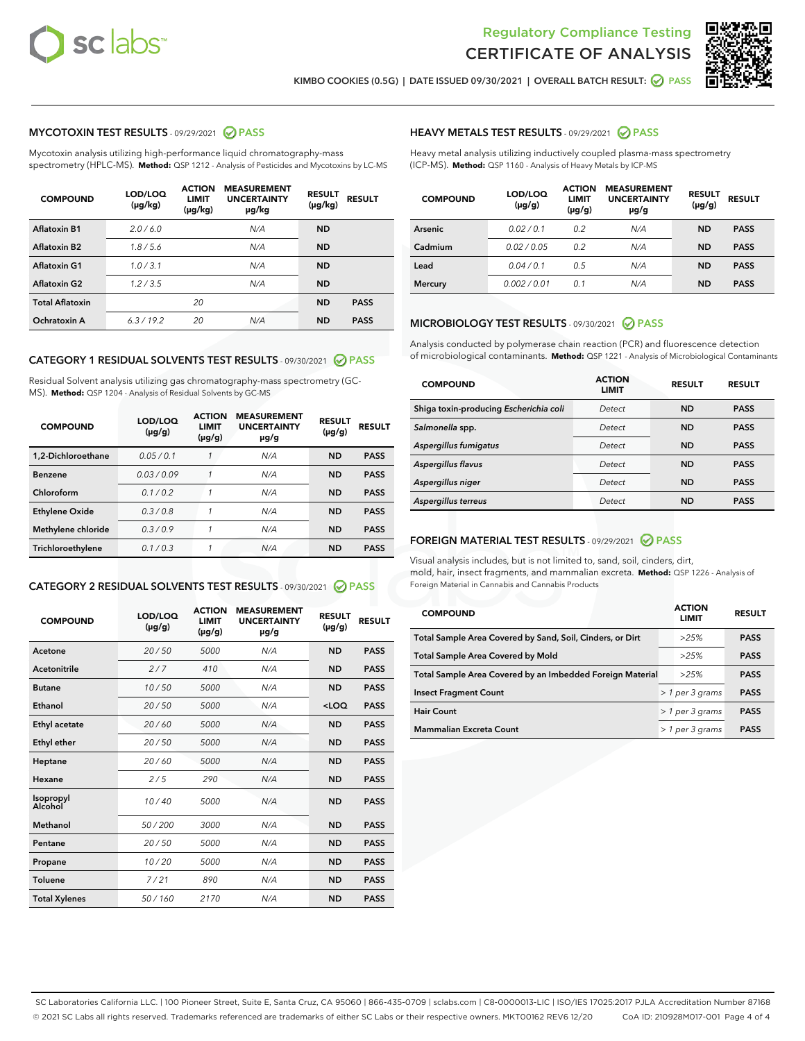# Regulatory Compliance Testing
# CERTIFICATE OF ANALYSIS

KIMBO COOKIES (0.5G) | DATE ISSUED 09/30/2021 | OVERALL BATCH RESULT: PASS

## MYCOTOXIN TEST RESULTS - 09/29/2021 PASS

Mycotoxin analysis utilizing high-performance liquid chromatography-mass spectrometry (HPLC-MS). **Method:** QSP 1212 - Analysis of Pesticides and Mycotoxins by LC-MS

| COMPOUND | LOD/LOQ (µg/kg) | ACTION LIMIT (µg/kg) | MEASUREMENT UNCERTAINTY µg/kg | RESULT (µg/kg) | RESULT |
|---|---|---|---|---|---|
| Aflatoxin B1 | 2.0 / 6.0 | | N/A | ND | |
| Aflatoxin B2 | 1.8 / 5.6 | | N/A | ND | |
| Aflatoxin G1 | 1.0 / 3.1 | | N/A | ND | |
| Aflatoxin G2 | 1.2 / 3.5 | | N/A | ND | |
| Total Aflatoxin | | 20 | | ND | PASS |
| Ochratoxin A | 6.3 / 19.2 | 20 | N/A | ND | PASS |

## CATEGORY 1 RESIDUAL SOLVENTS TEST RESULTS - 09/30/2021 PASS

Residual Solvent analysis utilizing gas chromatography-mass spectrometry (GC-MS). **Method:** QSP 1204 - Analysis of Residual Solvents by GC-MS

| COMPOUND | LOD/LOQ (µg/g) | ACTION LIMIT (µg/g) | MEASUREMENT UNCERTAINTY µg/g | RESULT (µg/g) | RESULT |
|---|---|---|---|---|---|
| 1,2-Dichloroethane | 0.05 / 0.1 | 1 | N/A | ND | PASS |
| Benzene | 0.03 / 0.09 | 1 | N/A | ND | PASS |
| Chloroform | 0.1 / 0.2 | 1 | N/A | ND | PASS |
| Ethylene Oxide | 0.3 / 0.8 | 1 | N/A | ND | PASS |
| Methylene chloride | 0.3 / 0.9 | 1 | N/A | ND | PASS |
| Trichloroethylene | 0.1 / 0.3 | 1 | N/A | ND | PASS |

## CATEGORY 2 RESIDUAL SOLVENTS TEST RESULTS - 09/30/2021 PASS

| COMPOUND | LOD/LOQ (µg/g) | ACTION LIMIT (µg/g) | MEASUREMENT UNCERTAINTY µg/g | RESULT (µg/g) | RESULT |
|---|---|---|---|---|---|
| Acetone | 20 / 50 | 5000 | N/A | ND | PASS |
| Acetonitrile | 2 / 7 | 410 | N/A | ND | PASS |
| Butane | 10 / 50 | 5000 | N/A | ND | PASS |
| Ethanol | 20 / 50 | 5000 | N/A | <LOQ | PASS |
| Ethyl acetate | 20 / 60 | 5000 | N/A | ND | PASS |
| Ethyl ether | 20 / 50 | 5000 | N/A | ND | PASS |
| Heptane | 20 / 60 | 5000 | N/A | ND | PASS |
| Hexane | 2 / 5 | 290 | N/A | ND | PASS |
| Isopropyl Alcohol | 10 / 40 | 5000 | N/A | ND | PASS |
| Methanol | 50 / 200 | 3000 | N/A | ND | PASS |
| Pentane | 20 / 50 | 5000 | N/A | ND | PASS |
| Propane | 10 / 20 | 5000 | N/A | ND | PASS |
| Toluene | 7 / 21 | 890 | N/A | ND | PASS |
| Total Xylenes | 50 / 160 | 2170 | N/A | ND | PASS |

## HEAVY METALS TEST RESULTS - 09/29/2021 PASS

Heavy metal analysis utilizing inductively coupled plasma-mass spectrometry (ICP-MS). **Method:** QSP 1160 - Analysis of Heavy Metals by ICP-MS

| COMPOUND | LOD/LOQ (µg/g) | ACTION LIMIT (µg/g) | MEASUREMENT UNCERTAINTY µg/g | RESULT (µg/g) | RESULT |
|---|---|---|---|---|---|
| Arsenic | 0.02 / 0.1 | 0.2 | N/A | ND | PASS |
| Cadmium | 0.02 / 0.05 | 0.2 | N/A | ND | PASS |
| Lead | 0.04 / 0.1 | 0.5 | N/A | ND | PASS |
| Mercury | 0.002 / 0.01 | 0.1 | N/A | ND | PASS |

## MICROBIOLOGY TEST RESULTS - 09/30/2021 PASS

Analysis conducted by polymerase chain reaction (PCR) and fluorescence detection of microbiological contaminants. **Method:** QSP 1221 - Analysis of Microbiological Contaminants

| COMPOUND | ACTION LIMIT | RESULT | RESULT |
|---|---|---|---|
| Shiga toxin-producing *Escherichia coli* | Detect | ND | PASS |
| *Salmonella* spp. | Detect | ND | PASS |
| *Aspergillus fumigatus* | Detect | ND | PASS |
| *Aspergillus flavus* | Detect | ND | PASS |
| *Aspergillus niger* | Detect | ND | PASS |
| *Aspergillus terreus* | Detect | ND | PASS |

## FOREIGN MATERIAL TEST RESULTS - 09/29/2021 PASS

Visual analysis includes, but is not limited to, sand, soil, cinders, dirt, mold, hair, insect fragments, and mammalian excreta. **Method:** QSP 1226 - Analysis of Foreign Material in Cannabis and Cannabis Products

| COMPOUND | ACTION LIMIT | RESULT |
|---|---|---|
| Total Sample Area Covered by Sand, Soil, Cinders, or Dirt | >25% | PASS |
| Total Sample Area Covered by Mold | >25% | PASS |
| Total Sample Area Covered by an Imbedded Foreign Material | >25% | PASS |
| Insect Fragment Count | > 1 per 3 grams | PASS |
| Hair Count | > 1 per 3 grams | PASS |
| Mammalian Excreta Count | > 1 per 3 grams | PASS |

SC Laboratories California LLC. | 100 Pioneer Street, Suite E, Santa Cruz, CA 95060 | 866-435-0709 | sclabs.com | C8-0000013-LIC | ISO/IES 17025:2017 PJLA Accreditation Number 87168
© 2021 SC Labs all rights reserved. Trademarks referenced are trademarks of either SC Labs or their respective owners. MKT00162 REV6 12/20 CoA ID: 210928M017-001